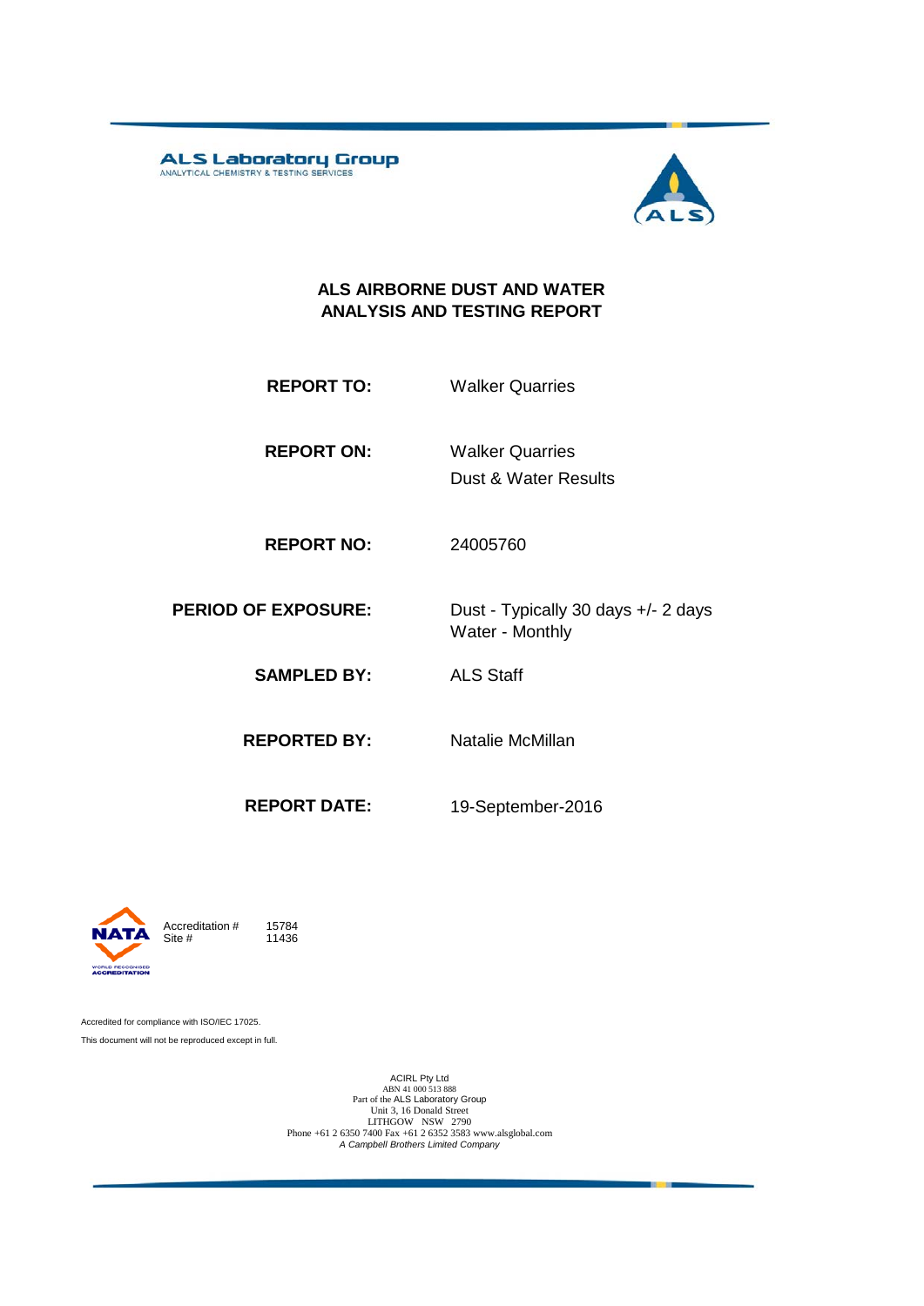**ALS Laboratory Group**
ANALYTICAL CHEMISTRY & TESTING SERVICES

# ALS AIRBORNE DUST AND WATER ANALYSIS AND TESTING REPORT

| | |
|---|---|
| **REPORT TO:** | Walker Quarries |
| **REPORT ON:** | Walker Quarries<br>Dust & Water Results |
| **REPORT NO:** | 24005760 |
| **PERIOD OF EXPOSURE:** | Dust - Typically 30 days +/- 2 days<br>Water - Monthly |
| **SAMPLED BY:** | ALS Staff |
| **REPORTED BY:** | Natalie McMillan |
| **REPORT DATE:** | 19-September-2016 |

NATA
WORLD RECOGNISED ACCREDITATION

Accreditation # 15784
Site # 11436

Accredited for compliance with ISO/IEC 17025.

This document will not be reproduced except in full.

ACIRL Pty Ltd
ABN 41 000 513 888
Part of the ALS Laboratory Group
Unit 3, 16 Donald Street
LITHGOW NSW 2790
Phone +61 2 6350 7400 Fax +61 2 6352 3583 www.alsglobal.com
*A Campbell Brothers Limited Company*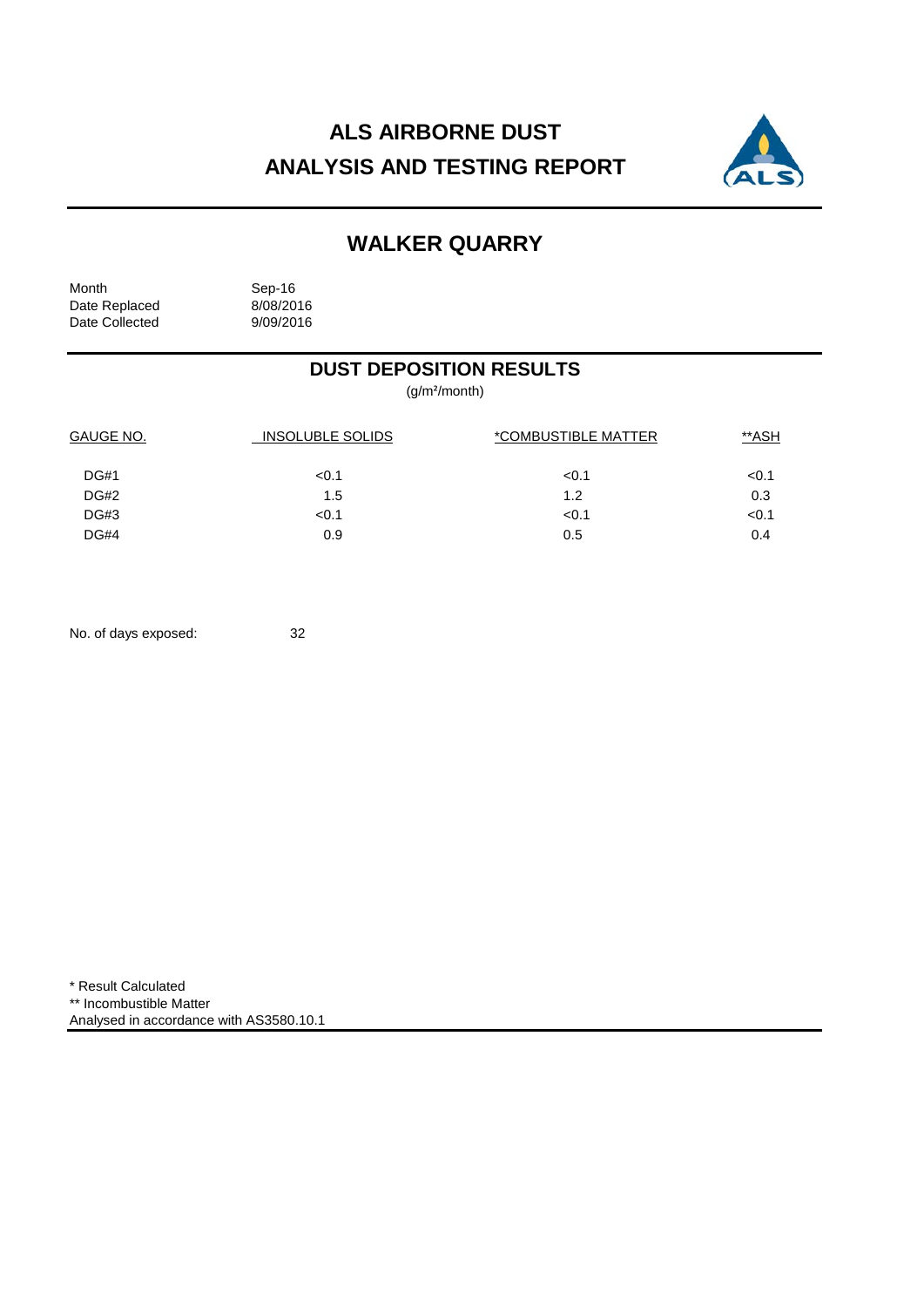# ALS AIRBORNE DUST
# ANALYSIS AND TESTING REPORT

## WALKER QUARRY

Month Sep-16
Date Replaced 8/08/2016
Date Collected 9/09/2016

### DUST DEPOSITION RESULTS

($g/m^2$/month)

| GAUGE NO. | INSOLUBLE SOLIDS | *COMBUSTIBLE MATTER | **ASH |
|---|---|---|---|
| DG#1 | <0.1 | <0.1 | <0.1 |
| DG#2 | 1.5 | 1.2 | 0.3 |
| DG#3 | <0.1 | <0.1 | <0.1 |
| DG#4 | 0.9 | 0.5 | 0.4 |

No. of days exposed: 32

* Result Calculated
** Incombustible Matter
Analysed in accordance with AS3580.10.1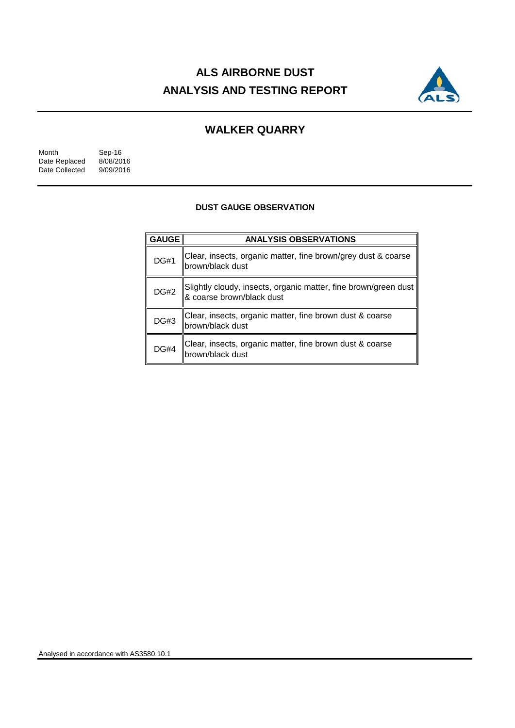# ALS AIRBORNE DUST
# ANALYSIS AND TESTING REPORT

## WALKER QUARRY

Month Sep-16
Date Replaced 8/08/2016
Date Collected 9/09/2016

### DUST GAUGE OBSERVATION

| GAUGE | ANALYSIS OBSERVATIONS |
|---|---|
| DG#1 | Clear, insects, organic matter, fine brown/grey dust & coarse brown/black dust |
| DG#2 | Slightly cloudy, insects, organic matter, fine brown/green dust & coarse brown/black dust |
| DG#3 | Clear, insects, organic matter, fine brown dust & coarse brown/black dust |
| DG#4 | Clear, insects, organic matter, fine brown dust & coarse brown/black dust |

Analysed in accordance with AS3580.10.1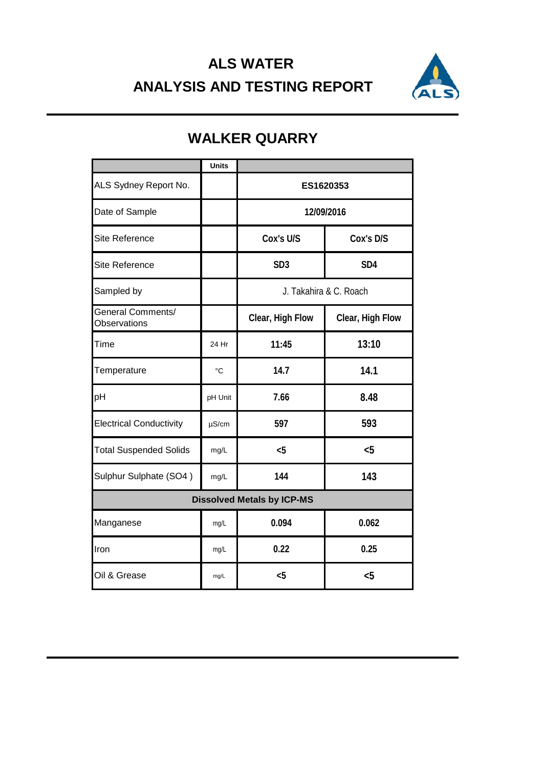# ALS WATER

# ANALYSIS AND TESTING REPORT

## WALKER QUARRY

| | Units | | |
|---|---|---|---|
| ALS Sydney Report No. | | ES1620353 | |
| Date of Sample | | 12/09/2016 | |
| Site Reference | | Cox's U/S | Cox's D/S |
| Site Reference | | SD3 | SD4 |
| Sampled by | | J. Takahira & C. Roach | |
| General Comments/ Observations | | Clear, High Flow | Clear, High Flow |
| Time | 24 Hr | 11:45 | 13:10 |
| Temperature | °C | 14.7 | 14.1 |
| pH | pH Unit | 7.66 | 8.48 |
| Electrical Conductivity | µS/cm | 597 | 593 |
| Total Suspended Solids | mg/L | <5 | <5 |
| Sulphur Sulphate (SO4 ) | mg/L | 144 | 143 |
| **Dissolved Metals by ICP-MS** | | | |
| Manganese | mg/L | 0.094 | 0.062 |
| Iron | mg/L | 0.22 | 0.25 |
| Oil & Grease | mg/L | <5 | <5 |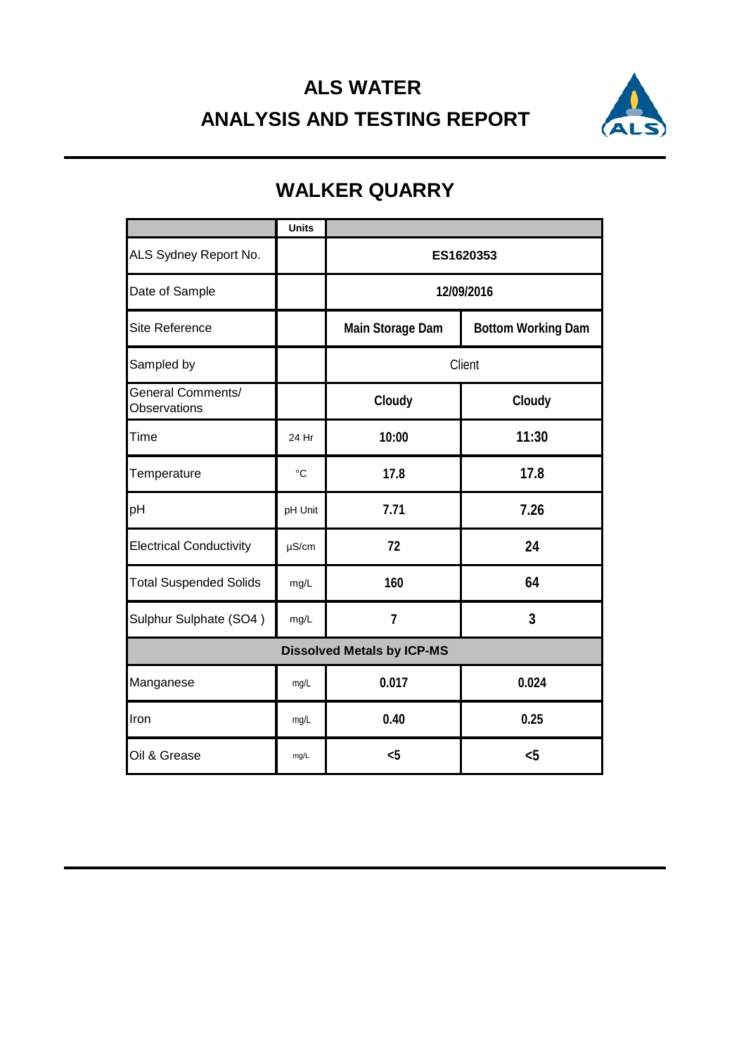# ALS WATER

# ANALYSIS AND TESTING REPORT

## WALKER QUARRY

| | Units | | |
|---|---|---|---|
| ALS Sydney Report No. | | ES1620353 | |
| Date of Sample | | 12/09/2016 | |
| Site Reference | | Main Storage Dam | Bottom Working Dam |
| Sampled by | | Client | |
| General Comments/ Observations | | Cloudy | Cloudy |
| Time | 24 Hr | 10:00 | 11:30 |
| Temperature | °C | 17.8 | 17.8 |
| pH | pH Unit | 7.71 | 7.26 |
| Electrical Conductivity | µS/cm | 72 | 24 |
| Total Suspended Solids | mg/L | 160 | 64 |
| Sulphur Sulphate (SO4 ) | mg/L | 7 | 3 |
| **Dissolved Metals by ICP-MS** | | | |
| Manganese | mg/L | 0.017 | 0.024 |
| Iron | mg/L | 0.40 | 0.25 |
| Oil & Grease | mg/L | <5 | <5 |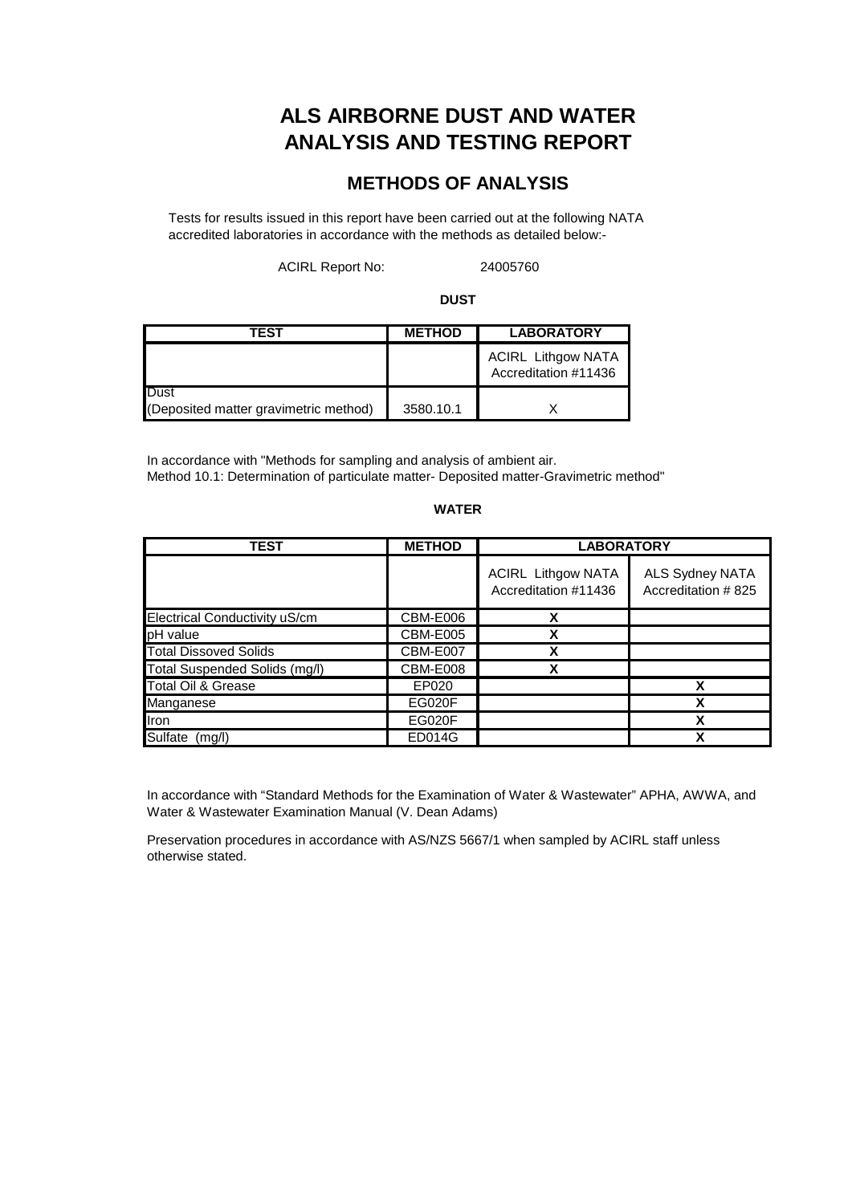# ALS AIRBORNE DUST AND WATER ANALYSIS AND TESTING REPORT

## METHODS OF ANALYSIS

Tests for results issued in this report have been carried out at the following NATA accredited laboratories in accordance with the methods as detailed below:-

ACIRL Report No: 24005760

**DUST**

| TEST | METHOD | LABORATORY |
|---|---|---|
| | | ACIRL Lithgow NATA Accreditation #11436 |
| Dust (Deposited matter gravimetric method) | 3580.10.1 | X |

In accordance with "Methods for sampling and analysis of ambient air.
Method 10.1: Determination of particulate matter- Deposited matter-Gravimetric method"

**WATER**

| TEST | METHOD | LABORATORY | |
|---|---|---|---|
| | | ACIRL Lithgow NATA Accreditation #11436 | ALS Sydney NATA Accreditation # 825 |
| Electrical Conductivity uS/cm | CBM-E006 | X | |
| pH value | CBM-E005 | X | |
| Total Dissoved Solids | CBM-E007 | X | |
| Total Suspended Solids (mg/l) | CBM-E008 | X | |
| Total Oil & Grease | EP020 | | X |
| Manganese | EG020F | | X |
| Iron | EG020F | | X |
| Sulfate (mg/l) | ED014G | | X |

In accordance with "Standard Methods for the Examination of Water & Wastewater" APHA, AWWA, and Water & Wastewater Examination Manual (V. Dean Adams)

Preservation procedures in accordance with AS/NZS 5667/1 when sampled by ACIRL staff unless otherwise stated.